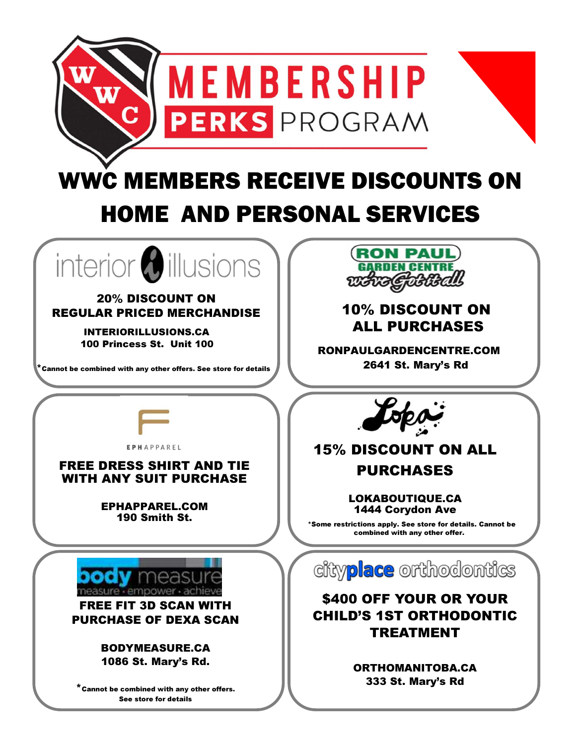# WWC MEMBERSHIP PERKS PROGRAM

## WWC MEMBERS RECEIVE DISCOUNTS ON HOME AND PERSONAL SERVICES

### interior illusions

**20% DISCOUNT ON REGULAR PRICED MERCHANDISE**

**INTERIORILLUSIONS.CA**
**100 Princess St. Unit 100**

*Cannot be combined with any other offers. See store for details

### RON PAUL GARDEN CENTRE – we've Got it all

**10% DISCOUNT ON ALL PURCHASES**

**RONPAULGARDENCENTRE.COM**
**2641 St. Mary's Rd**

### EPHAPPAREL

**FREE DRESS SHIRT AND TIE WITH ANY SUIT PURCHASE**

**EPHAPPAREL.COM**
**190 Smith St.**

### Loka

**15% DISCOUNT ON ALL PURCHASES**

**LOKABOUTIQUE.CA**
**1444 Corydon Ave**

*Some restrictions apply. See store for details. Cannot be combined with any other offer.

### body measure – measure · empower · achieve

**FREE FIT 3D SCAN WITH PURCHASE OF DEXA SCAN**

**BODYMEASURE.CA**
**1086 St. Mary's Rd.**

*Cannot be combined with any other offers. See store for details

### cityplace orthodontics

**$400 OFF YOUR OR YOUR CHILD'S 1ST ORTHODONTIC TREATMENT**

**ORTHOMANITOBA.CA**
**333 St. Mary's Rd**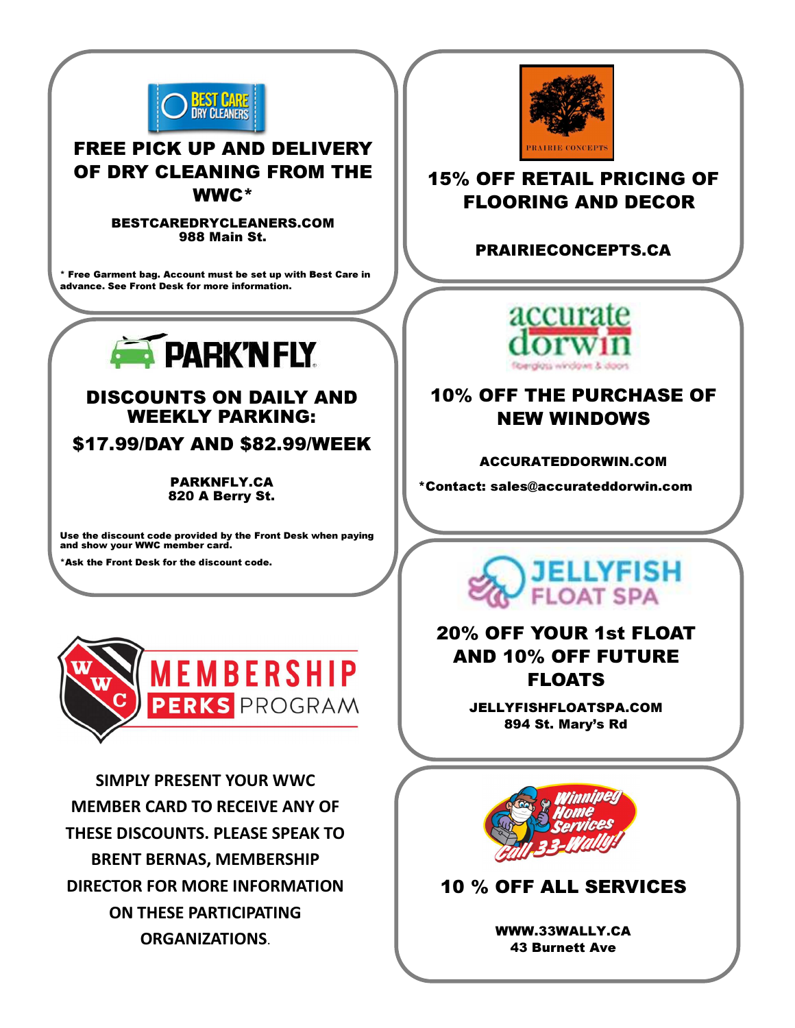BEST CARE DRY CLEANERS

## FREE PICK UP AND DELIVERY OF DRY CLEANING FROM THE WWC*

**BESTCAREDRYCLEANERS.COM**
**988 Main St.**

* Free Garment bag. Account must be set up with Best Care in advance. See Front Desk for more information.

PRAIRIE CONCEPTS

## 15% OFF RETAIL PRICING OF FLOORING AND DECOR

**PRAIRIECONCEPTS.CA**

PARK'N FLY

## DISCOUNTS ON DAILY AND WEEKLY PARKING:

## $17.99/DAY AND $82.99/WEEK

**PARKNFLY.CA**
**820 A Berry St.**

Use the discount code provided by the Front Desk when paying and show your WWC member card.

*Ask the Front Desk for the discount code.

accurate dorwin
fiberglass windows & doors

## 10% OFF THE PURCHASE OF NEW WINDOWS

**ACCURATEDDORWIN.COM**

*Contact: sales@accurateddorwin.com

WWC MEMBERSHIP PERKS PROGRAM

**SIMPLY PRESENT YOUR WWC MEMBER CARD TO RECEIVE ANY OF THESE DISCOUNTS. PLEASE SPEAK TO BRENT BERNAS, MEMBERSHIP DIRECTOR FOR MORE INFORMATION ON THESE PARTICIPATING ORGANIZATIONS.**

JELLYFISH FLOAT SPA

## 20% OFF YOUR 1st FLOAT AND 10% OFF FUTURE FLOATS

**JELLYFISHFLOATSPA.COM**
**894 St. Mary's Rd**

Winnipeg Home Services Call 33-Wally!

## 10 % OFF ALL SERVICES

**WWW.33WALLY.CA**
**43 Burnett Ave**